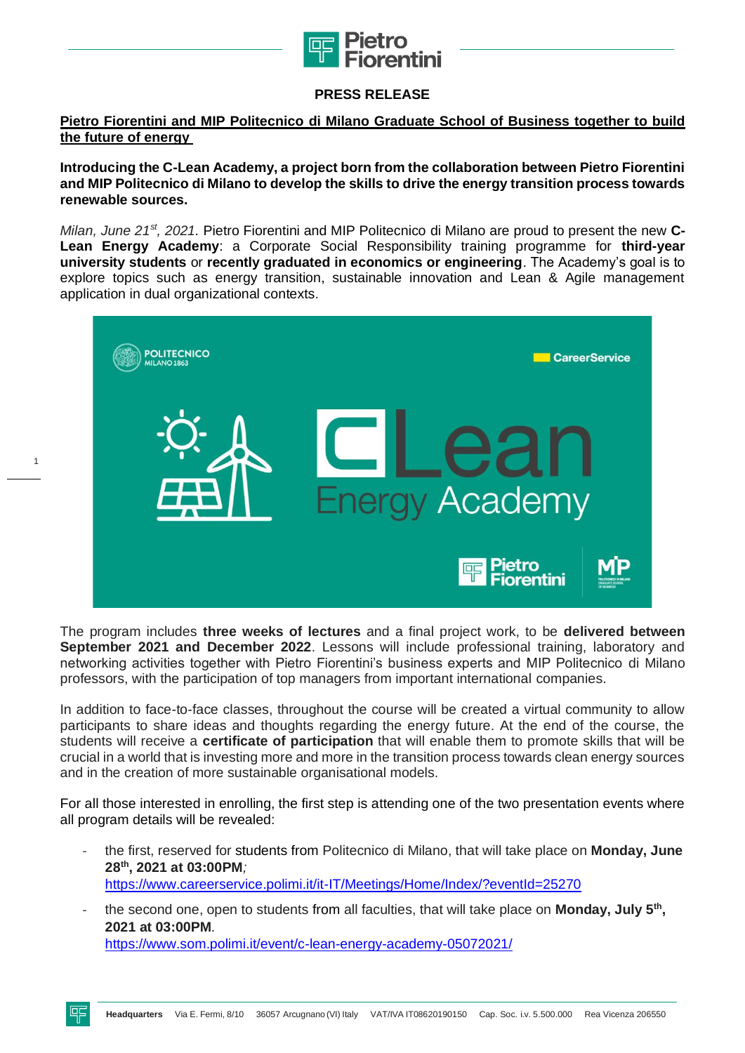**PRESS RELEASE**

**Pietro Fiorentini and MIP Politecnico di Milano Graduate School of Business together to build the future of energy**

**Introducing the C-Lean Academy, a project born from the collaboration between Pietro Fiorentini and MIP Politecnico di Milano to develop the skills to drive the energy transition process towards renewable sources.**

*Milan, June 21st, 2021.* Pietro Fiorentini and MIP Politecnico di Milano are proud to present the new **C-Lean Energy Academy**: a Corporate Social Responsibility training programme for **third-year university students** or **recently graduated in economics or engineering**. The Academy's goal is to explore topics such as energy transition, sustainable innovation and Lean & Agile management application in dual organizational contexts.

The program includes **three weeks of lectures** and a final project work, to be **delivered between September 2021 and December 2022**. Lessons will include professional training, laboratory and networking activities together with Pietro Fiorentini's business experts and MIP Politecnico di Milano professors, with the participation of top managers from important international companies.

In addition to face-to-face classes, throughout the course will be created a virtual community to allow participants to share ideas and thoughts regarding the energy future. At the end of the course, the students will receive a **certificate of participation** that will enable them to promote skills that will be crucial in a world that is investing more and more in the transition process towards clean energy sources and in the creation of more sustainable organisational models.

For all those interested in enrolling, the first step is attending one of the two presentation events where all program details will be revealed:

- the first, reserved for students from Politecnico di Milano, that will take place on **Monday, June 28th, 2021 at 03:00PM**;
  https://www.careerservice.polimi.it/it-IT/Meetings/Home/Index/?eventId=25270
- the second one, open to students from all faculties, that will take place on **Monday, July 5th, 2021 at 03:00PM**.
  https://www.som.polimi.it/event/c-lean-energy-academy-05072021/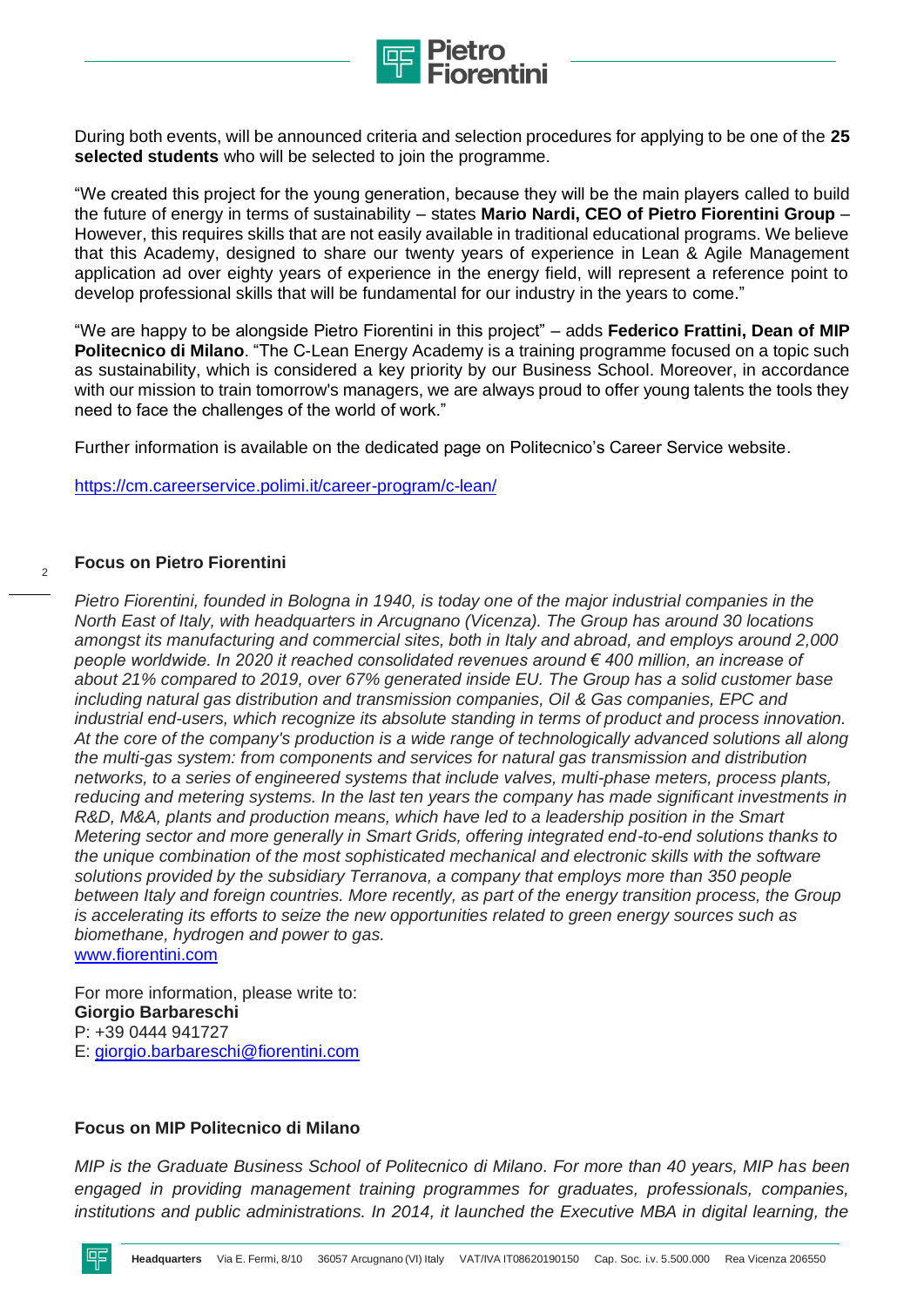During both events, will be announced criteria and selection procedures for applying to be one of the **25 selected students** who will be selected to join the programme.

"We created this project for the young generation, because they will be the main players called to build the future of energy in terms of sustainability – states **Mario Nardi, CEO of Pietro Fiorentini Group** – However, this requires skills that are not easily available in traditional educational programs. We believe that this Academy, designed to share our twenty years of experience in Lean & Agile Management application ad over eighty years of experience in the energy field, will represent a reference point to develop professional skills that will be fundamental for our industry in the years to come."

"We are happy to be alongside Pietro Fiorentini in this project" – adds **Federico Frattini, Dean of MIP Politecnico di Milano**. "The C-Lean Energy Academy is a training programme focused on a topic such as sustainability, which is considered a key priority by our Business School. Moreover, in accordance with our mission to train tomorrow's managers, we are always proud to offer young talents the tools they need to face the challenges of the world of work."

Further information is available on the dedicated page on Politecnico's Career Service website.

https://cm.careerservice.polimi.it/career-program/c-lean/

**Focus on Pietro Fiorentini**

*Pietro Fiorentini, founded in Bologna in 1940, is today one of the major industrial companies in the North East of Italy, with headquarters in Arcugnano (Vicenza). The Group has around 30 locations amongst its manufacturing and commercial sites, both in Italy and abroad, and employs around 2,000 people worldwide. In 2020 it reached consolidated revenues around € 400 million, an increase of about 21% compared to 2019, over 67% generated inside EU. The Group has a solid customer base including natural gas distribution and transmission companies, Oil & Gas companies, EPC and industrial end-users, which recognize its absolute standing in terms of product and process innovation. At the core of the company's production is a wide range of technologically advanced solutions all along the multi-gas system: from components and services for natural gas transmission and distribution networks, to a series of engineered systems that include valves, multi-phase meters, process plants, reducing and metering systems. In the last ten years the company has made significant investments in R&D, M&A, plants and production means, which have led to a leadership position in the Smart Metering sector and more generally in Smart Grids, offering integrated end-to-end solutions thanks to the unique combination of the most sophisticated mechanical and electronic skills with the software solutions provided by the subsidiary Terranova, a company that employs more than 350 people between Italy and foreign countries. More recently, as part of the energy transition process, the Group is accelerating its efforts to seize the new opportunities related to green energy sources such as biomethane, hydrogen and power to gas.*
www.fiorentini.com

For more information, please write to:
**Giorgio Barbareschi**
P: +39 0444 941727
E: giorgio.barbareschi@fiorentini.com

**Focus on MIP Politecnico di Milano**

*MIP is the Graduate Business School of Politecnico di Milano. For more than 40 years, MIP has been engaged in providing management training programmes for graduates, professionals, companies, institutions and public administrations. In 2014, it launched the Executive MBA in digital learning, the*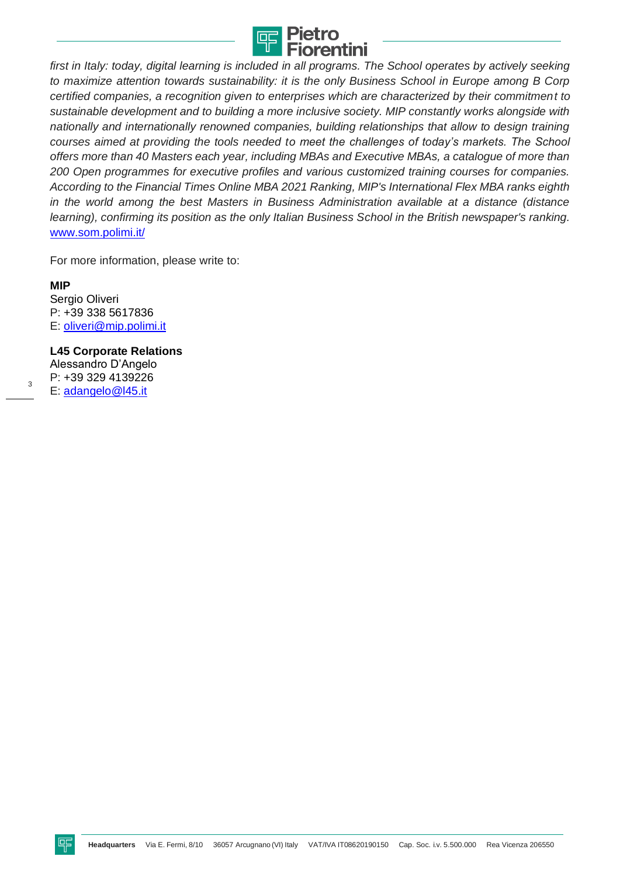*first in Italy: today, digital learning is included in all programs. The School operates by actively seeking to maximize attention towards sustainability: it is the only Business School in Europe among B Corp certified companies, a recognition given to enterprises which are characterized by their commitment to sustainable development and to building a more inclusive society. MIP constantly works alongside with nationally and internationally renowned companies, building relationships that allow to design training courses aimed at providing the tools needed to meet the challenges of today's markets. The School offers more than 40 Masters each year, including MBAs and Executive MBAs, a catalogue of more than 200 Open programmes for executive profiles and various customized training courses for companies. According to the Financial Times Online MBA 2021 Ranking, MIP's International Flex MBA ranks eighth in the world among the best Masters in Business Administration available at a distance (distance learning), confirming its position as the only Italian Business School in the British newspaper's ranking.* [www.som.polimi.it/](http://www.som.polimi.it/)

For more information, please write to:

**MIP**
Sergio Oliveri
P: +39 338 5617836
E: [oliveri@mip.polimi.it](mailto:oliveri@mip.polimi.it)

**L45 Corporate Relations**
Alessandro D'Angelo
P: +39 329 4139226
E: [adangelo@l45.it](mailto:adangelo@l45.it)